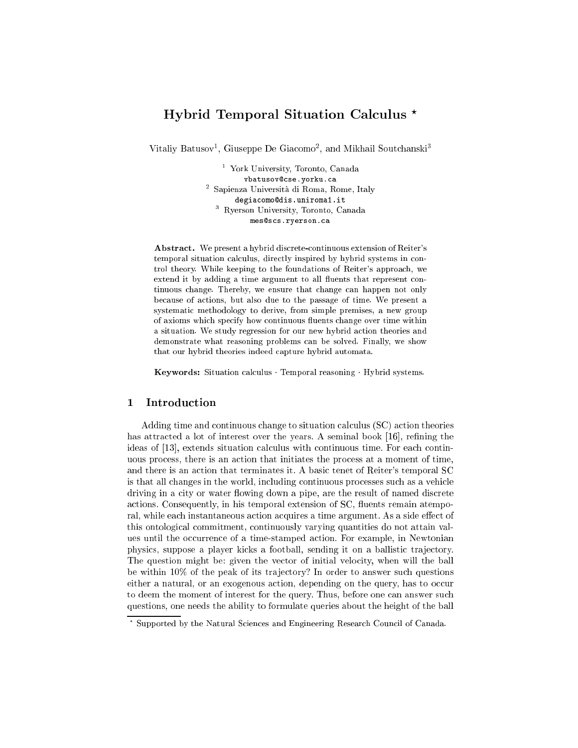# Hybrid Temporal Situation Calculus *

Vitaliy Batusov[1], Giuseppe De Giacomo[2], and Mikhail Soutchanski[3]

[1] York University, Toronto, Canada
vbatusov@cse.yorku.ca

[2] Sapienza Università di Roma, Rome, Italy
degiacomo@dis.uniroma1.it

[3] Ryerson University, Toronto, Canada
mes@scs.ryerson.ca

**Abstract.** We present a hybrid discrete-continuous extension of Reiter's temporal situation calculus, directly inspired by hybrid systems in control theory. While keeping to the foundations of Reiter's approach, we extend it by adding a time argument to all fluents that represent continuous change. Thereby, we ensure that change can happen not only because of actions, but also due to the passage of time. We present a systematic methodology to derive, from simple premises, a new group of axioms which specify how continuous fluents change over time within a situation. We study regression for our new hybrid action theories and demonstrate what reasoning problems can be solved. Finally, we show that our hybrid theories indeed capture hybrid automata.

**Keywords:** Situation calculus · Temporal reasoning · Hybrid systems.

## 1 Introduction

Adding time and continuous change to situation calculus (SC) action theories has attracted a lot of interest over the years. A seminal book [16], refining the ideas of [13], extends situation calculus with continuous time. For each continuous process, there is an action that initiates the process at a moment of time, and there is an action that terminates it. A basic tenet of Reiter's temporal SC is that all changes in the world, including continuous processes such as a vehicle driving in a city or water flowing down a pipe, are the result of named discrete actions. Consequently, in his temporal extension of SC, fluents remain atemporal, while each instantaneous action acquires a time argument. As a side effect of this ontological commitment, continuously varying quantities do not attain values until the occurrence of a time-stamped action. For example, in Newtonian physics, suppose a player kicks a football, sending it on a ballistic trajectory. The question might be: given the vector of initial velocity, when will the ball be within 10% of the peak of its trajectory? In order to answer such questions either a natural, or an exogenous action, depending on the query, has to occur to deem the moment of interest for the query. Thus, before one can answer such questions, one needs the ability to formulate queries about the height of the ball

* Supported by the Natural Sciences and Engineering Research Council of Canada.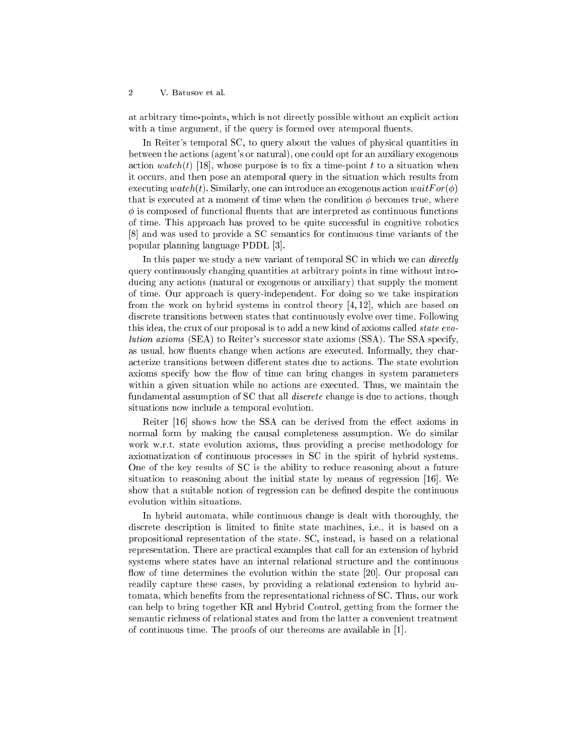at arbitrary time-points, which is not directly possible without an explicit action with a time argument, if the query is formed over atemporal fluents.

In Reiter's temporal SC, to query about the values of physical quantities in between the actions (agent's or natural), one could opt for an auxiliary exogenous action $watch(t)$ [18], whose purpose is to fix a time-point $t$ to a situation when it occurs, and then pose an atemporal query in the situation which results from executing $watch(t)$. Similarly, one can introduce an exogenous action $waitFor(\phi)$ that is executed at a moment of time when the condition $\phi$ becomes true, where $\phi$ is composed of functional fluents that are interpreted as continuous functions of time. This approach has proved to be quite successful in cognitive robotics [8] and was used to provide a SC semantics for continuous time variants of the popular planning language PDDL [3].

In this paper we study a new variant of temporal SC in which we can *directly* query continuously changing quantities at arbitrary points in time without introducing any actions (natural or exogenous or auxiliary) that supply the moment of time. Our approach is query-independent. For doing so we take inspiration from the work on hybrid systems in control theory [4, 12], which are based on discrete transitions between states that continuously evolve over time. Following this idea, the crux of our proposal is to add a new kind of axioms called *state evolution axioms* (SEA) to Reiter's successor state axioms (SSA). The SSA specify, as usual, how fluents change when actions are executed. Informally, they characterize transitions between different states due to actions. The state evolution axioms specify how the flow of time can bring changes in system parameters within a given situation while no actions are executed. Thus, we maintain the fundamental assumption of SC that all *discrete* change is due to actions, though situations now include a temporal evolution.

Reiter [16] shows how the SSA can be derived from the effect axioms in normal form by making the causal completeness assumption. We do similar work w.r.t. state evolution axioms, thus providing a precise methodology for axiomatization of continuous processes in SC in the spirit of hybrid systems. One of the key results of SC is the ability to reduce reasoning about a future situation to reasoning about the initial state by means of regression [16]. We show that a suitable notion of regression can be defined despite the continuous evolution within situations.

In hybrid automata, while continuous change is dealt with thoroughly, the discrete description is limited to finite state machines, i.e., it is based on a propositional representation of the state. SC, instead, is based on a relational representation. There are practical examples that call for an extension of hybrid systems where states have an internal relational structure and the continuous flow of time determines the evolution within the state [20]. Our proposal can readily capture these cases, by providing a relational extension to hybrid automata, which benefits from the representational richness of SC. Thus, our work can help to bring together KR and Hybrid Control, getting from the former the semantic richness of relational states and from the latter a convenient treatment of continuous time. The proofs of our thereoms are available in [1].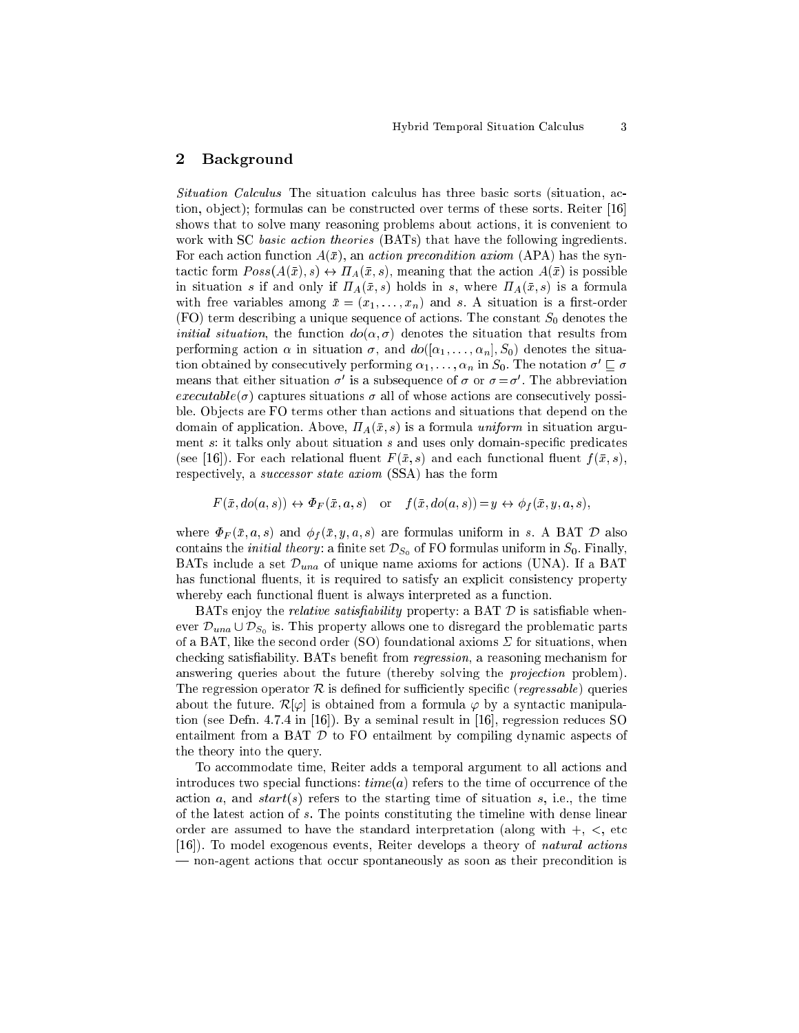## 2 Background

*Situation Calculus* The situation calculus has three basic sorts (situation, action, object); formulas can be constructed over terms of these sorts. Reiter [16] shows that to solve many reasoning problems about actions, it is convenient to work with SC *basic action theories* (BATs) that have the following ingredients. For each action function $A(\bar{x})$, an *action precondition axiom* (APA) has the syntactic form $Poss(A(\bar{x}), s) \leftrightarrow \Pi_A(\bar{x}, s)$, meaning that the action $A(\bar{x})$ is possible in situation $s$ if and only if $\Pi_A(\bar{x}, s)$ holds in $s$, where $\Pi_A(\bar{x}, s)$ is a formula with free variables among $\bar{x} = (x_1, \ldots, x_n)$ and $s$. A situation is a first-order (FO) term describing a unique sequence of actions. The constant $S_0$ denotes the *initial situation*, the function $do(\alpha, \sigma)$ denotes the situation that results from performing action $\alpha$ in situation $\sigma$, and $do([\alpha_1, \ldots, \alpha_n], S_0)$ denotes the situation obtained by consecutively performing $\alpha_1, \ldots, \alpha_n$ in $S_0$. The notation $\sigma' \sqsubseteq \sigma$ means that either situation $\sigma'$ is a subsequence of $\sigma$ or $\sigma = \sigma'$. The abbreviation *executable*$(\sigma)$ captures situations $\sigma$ all of whose actions are consecutively possible. Objects are FO terms other than actions and situations that depend on the domain of application. Above, $\Pi_A(\bar{x}, s)$ is a formula *uniform* in situation argument $s$: it talks only about situation $s$ and uses only domain-specific predicates (see [16]). For each relational fluent $F(\bar{x}, s)$ and each functional fluent $f(\bar{x}, s)$, respectively, a *successor state axiom* (SSA) has the form

$$F(\bar{x}, do(a, s)) \leftrightarrow \Phi_F(\bar{x}, a, s) \quad \text{or} \quad f(\bar{x}, do(a, s)) = y \leftrightarrow \phi_f(\bar{x}, y, a, s),$$

where $\Phi_F(\bar{x}, a, s)$ and $\phi_f(\bar{x}, y, a, s)$ are formulas uniform in $s$. A BAT $\mathcal{D}$ also contains the *initial theory*: a finite set $\mathcal{D}_{S_0}$ of FO formulas uniform in $S_0$. Finally, BATs include a set $\mathcal{D}_{una}$ of unique name axioms for actions (UNA). If a BAT has functional fluents, it is required to satisfy an explicit consistency property whereby each functional fluent is always interpreted as a function.

BATs enjoy the *relative satisfiability* property: a BAT $\mathcal{D}$ is satisfiable whenever $\mathcal{D}_{una} \cup \mathcal{D}_{S_0}$ is. This property allows one to disregard the problematic parts of a BAT, like the second order (SO) foundational axioms $\Sigma$ for situations, when checking satisfiability. BATs benefit from *regression*, a reasoning mechanism for answering queries about the future (thereby solving the *projection* problem). The regression operator $\mathcal{R}$ is defined for sufficiently specific (*regressable*) queries about the future. $\mathcal{R}[\varphi]$ is obtained from a formula $\varphi$ by a syntactic manipulation (see Defn. 4.7.4 in [16]). By a seminal result in [16], regression reduces SO entailment from a BAT $\mathcal{D}$ to FO entailment by compiling dynamic aspects of the theory into the query.

To accommodate time, Reiter adds a temporal argument to all actions and introduces two special functions: $time(a)$ refers to the time of occurrence of the action $a$, and $start(s)$ refers to the starting time of situation $s$, i.e., the time of the latest action of $s$. The points constituting the timeline with dense linear order are assumed to have the standard interpretation (along with $+$, $<$, etc [16]). To model exogenous events, Reiter develops a theory of *natural actions* — non-agent actions that occur spontaneously as soon as their precondition is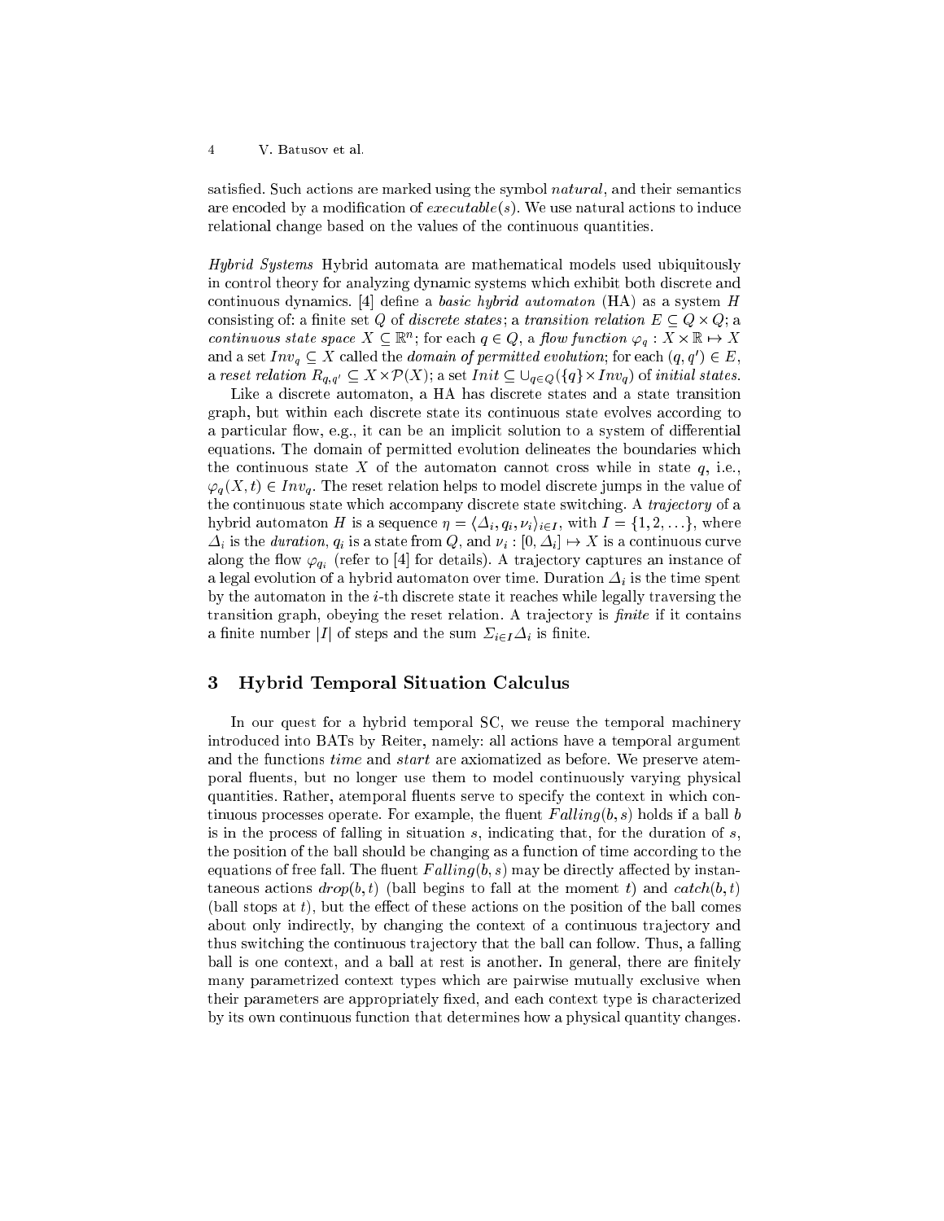satisfied. Such actions are marked using the symbol *natural*, and their semantics are encoded by a modification of $executable(s)$. We use natural actions to induce relational change based on the values of the continuous quantities.

*Hybrid Systems* Hybrid automata are mathematical models used ubiquitously in control theory for analyzing dynamic systems which exhibit both discrete and continuous dynamics. [4] define a *basic hybrid automaton* (HA) as a system $H$ consisting of: a finite set $Q$ of *discrete states*; a *transition relation* $E \subseteq Q \times Q$; a *continuous state space* $X \subseteq \mathbb{R}^n$; for each $q \in Q$, a *flow function* $\varphi_q : X \times \mathbb{R} \mapsto X$ and a set $Inv_q \subseteq X$ called the *domain of permitted evolution*; for each $(q, q') \in E$, a *reset relation* $R_{q,q'} \subseteq X \times \mathcal{P}(X)$; a set $Init \subseteq \cup_{q \in Q}(\{q\} \times Inv_q)$ of *initial states*.

Like a discrete automaton, a HA has discrete states and a state transition graph, but within each discrete state its continuous state evolves according to a particular flow, e.g., it can be an implicit solution to a system of differential equations. The domain of permitted evolution delineates the boundaries which the continuous state $X$ of the automaton cannot cross while in state $q$, i.e., $\varphi_q(X, t) \in Inv_q$. The reset relation helps to model discrete jumps in the value of the continuous state which accompany discrete state switching. A *trajectory* of a hybrid automaton $H$ is a sequence $\eta = \langle \Delta_i, q_i, \nu_i \rangle_{i \in I}$, with $I = \{1, 2, \ldots\}$, where $\Delta_i$ is the *duration*, $q_i$ is a state from $Q$, and $\nu_i : [0, \Delta_i] \mapsto X$ is a continuous curve along the flow $\varphi_{q_i}$ (refer to [4] for details). A trajectory captures an instance of a legal evolution of a hybrid automaton over time. Duration $\Delta_i$ is the time spent by the automaton in the $i$-th discrete state it reaches while legally traversing the transition graph, obeying the reset relation. A trajectory is *finite* if it contains a finite number $|I|$ of steps and the sum $\Sigma_{i \in I} \Delta_i$ is finite.

## 3 Hybrid Temporal Situation Calculus

In our quest for a hybrid temporal SC, we reuse the temporal machinery introduced into BATs by Reiter, namely: all actions have a temporal argument and the functions *time* and *start* are axiomatized as before. We preserve atemporal fluents, but no longer use them to model continuously varying physical quantities. Rather, atemporal fluents serve to specify the context in which continuous processes operate. For example, the fluent $Falling(b, s)$ holds if a ball $b$ is in the process of falling in situation $s$, indicating that, for the duration of $s$, the position of the ball should be changing as a function of time according to the equations of free fall. The fluent $Falling(b, s)$ may be directly affected by instantaneous actions $drop(b, t)$ (ball begins to fall at the moment $t$) and $catch(b, t)$ (ball stops at $t$), but the effect of these actions on the position of the ball comes about only indirectly, by changing the context of a continuous trajectory and thus switching the continuous trajectory that the ball can follow. Thus, a falling ball is one context, and a ball at rest is another. In general, there are finitely many parametrized context types which are pairwise mutually exclusive when their parameters are appropriately fixed, and each context type is characterized by its own continuous function that determines how a physical quantity changes.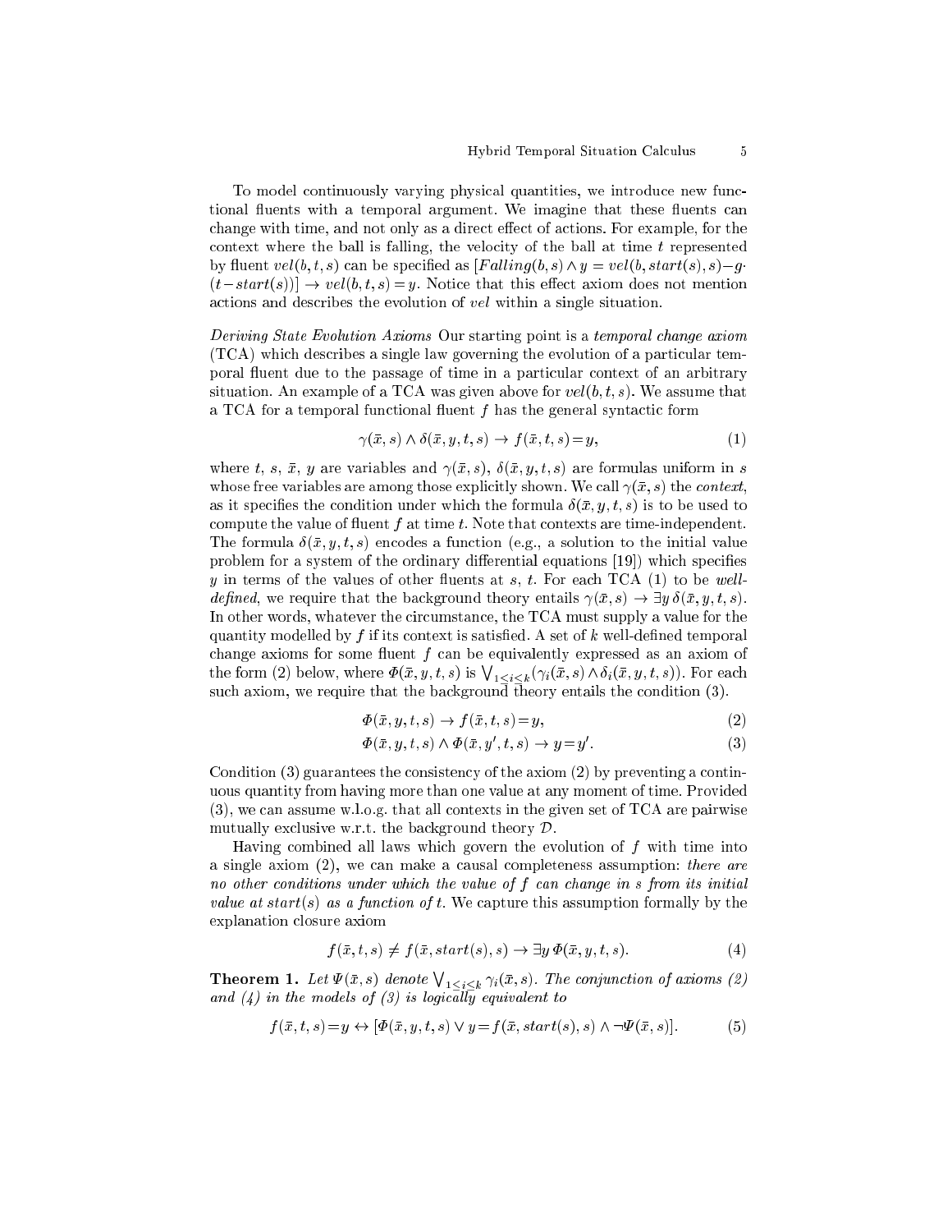To model continuously varying physical quantities, we introduce new functional fluents with a temporal argument. We imagine that these fluents can change with time, and not only as a direct effect of actions. For example, for the context where the ball is falling, the velocity of the ball at time $t$ represented by fluent $vel(b,t,s)$ can be specified as $[Falling(b,s) \wedge y = vel(b, start(s), s) - g \cdot (t - start(s))] \rightarrow vel(b,t,s) = y$. Notice that this effect axiom does not mention actions and describes the evolution of $vel$ within a single situation.

*Deriving State Evolution Axioms* Our starting point is a *temporal change axiom* (TCA) which describes a single law governing the evolution of a particular temporal fluent due to the passage of time in a particular context of an arbitrary situation. An example of a TCA was given above for $vel(b,t,s)$. We assume that a TCA for a temporal functional fluent $f$ has the general syntactic form

$$\gamma(\bar{x}, s) \wedge \delta(\bar{x}, y, t, s) \rightarrow f(\bar{x}, t, s) = y, \tag{1}$$

where $t$, $s$, $\bar{x}$, $y$ are variables and $\gamma(\bar{x}, s)$, $\delta(\bar{x}, y, t, s)$ are formulas uniform in $s$ whose free variables are among those explicitly shown. We call $\gamma(\bar{x}, s)$ the *context*, as it specifies the condition under which the formula $\delta(\bar{x}, y, t, s)$ is to be used to compute the value of fluent $f$ at time $t$. Note that contexts are time-independent. The formula $\delta(\bar{x}, y, t, s)$ encodes a function (e.g., a solution to the initial value problem for a system of the ordinary differential equations [19]) which specifies $y$ in terms of the values of other fluents at $s$, $t$. For each TCA (1) to be *well-defined*, we require that the background theory entails $\gamma(\bar{x}, s) \rightarrow \exists y\, \delta(\bar{x}, y, t, s)$. In other words, whatever the circumstance, the TCA must supply a value for the quantity modelled by $f$ if its context is satisfied. A set of $k$ well-defined temporal change axioms for some fluent $f$ can be equivalently expressed as an axiom of the form (2) below, where $\Phi(\bar{x}, y, t, s)$ is $\bigvee_{1 \leq i \leq k}(\gamma_i(\bar{x}, s) \wedge \delta_i(\bar{x}, y, t, s))$. For each such axiom, we require that the background theory entails the condition (3).

$$\Phi(\bar{x}, y, t, s) \rightarrow f(\bar{x}, t, s) = y, \tag{2}$$

$$\Phi(\bar{x}, y, t, s) \wedge \Phi(\bar{x}, y', t, s) \rightarrow y = y'. \tag{3}$$

Condition (3) guarantees the consistency of the axiom (2) by preventing a continuous quantity from having more than one value at any moment of time. Provided (3), we can assume w.l.o.g. that all contexts in the given set of TCA are pairwise mutually exclusive w.r.t. the background theory $\mathcal{D}$.

Having combined all laws which govern the evolution of $f$ with time into a single axiom (2), we can make a causal completeness assumption: *there are no other conditions under which the value of $f$ can change in $s$ from its initial value at $start(s)$ as a function of $t$.* We capture this assumption formally by the explanation closure axiom

$$f(\bar{x}, t, s) \neq f(\bar{x}, start(s), s) \rightarrow \exists y\, \Phi(\bar{x}, y, t, s). \tag{4}$$

**Theorem 1.** *Let $\Psi(\bar{x}, s)$ denote $\bigvee_{1 \leq i \leq k} \gamma_i(\bar{x}, s)$. The conjunction of axioms (2) and (4) in the models of (3) is logically equivalent to*

$$f(\bar{x}, t, s) = y \leftrightarrow [\Phi(\bar{x}, y, t, s) \vee y = f(\bar{x}, start(s), s) \wedge \neg \Psi(\bar{x}, s)]. \tag{5}$$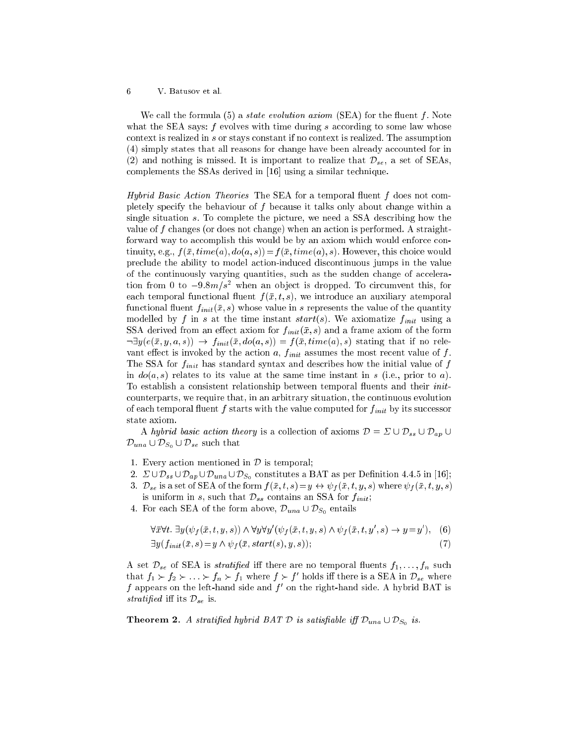We call the formula (5) a *state evolution axiom* (SEA) for the fluent $f$. Note what the SEA says: $f$ evolves with time during $s$ according to some law whose context is realized in $s$ or stays constant if no context is realized. The assumption (4) simply states that all reasons for change have been already accounted for in (2) and nothing is missed. It is important to realize that $\mathcal{D}_{se}$, a set of SEAs, complements the SSAs derived in [16] using a similar technique.

*Hybrid Basic Action Theories* The SEA for a temporal fluent $f$ does not completely specify the behaviour of $f$ because it talks only about change within a single situation $s$. To complete the picture, we need a SSA describing how the value of $f$ changes (or does not change) when an action is performed. A straightforward way to accomplish this would be by an axiom which would enforce continuity, e.g., $f(\bar{x}, time(a), do(a,s)) = f(\bar{x}, time(a), s)$. However, this choice would preclude the ability to model action-induced discontinuous jumps in the value of the continuously varying quantities, such as the sudden change of acceleration from 0 to $-9.8m/s^2$ when an object is dropped. To circumvent this, for each temporal functional fluent $f(\bar{x}, t, s)$, we introduce an auxiliary atemporal functional fluent $f_{init}(\bar{x}, s)$ whose value in $s$ represents the value of the quantity modelled by $f$ in $s$ at the time instant $start(s)$. We axiomatize $f_{init}$ using a SSA derived from an effect axiom for $f_{init}(\bar{x}, s)$ and a frame axiom of the form $\neg\exists y(e(\bar{x}, y, a, s)) \rightarrow f_{init}(\bar{x}, do(a,s)) = f(\bar{x}, time(a), s)$ stating that if no relevant effect is invoked by the action $a$, $f_{init}$ assumes the most recent value of $f$. The SSA for $f_{init}$ has standard syntax and describes how the initial value of $f$ in $do(a,s)$ relates to its value at the same time instant in $s$ (i.e., prior to $a$). To establish a consistent relationship between temporal fluents and their *init*-counterparts, we require that, in an arbitrary situation, the continuous evolution of each temporal fluent $f$ starts with the value computed for $f_{init}$ by its successor state axiom.

A *hybrid basic action theory* is a collection of axioms $\mathcal{D} = \Sigma \cup \mathcal{D}_{ss} \cup \mathcal{D}_{ap} \cup \mathcal{D}_{una} \cup \mathcal{D}_{S_0} \cup \mathcal{D}_{se}$ such that

1. Every action mentioned in $\mathcal{D}$ is temporal;
2. $\Sigma \cup \mathcal{D}_{ss} \cup \mathcal{D}_{ap} \cup \mathcal{D}_{una} \cup \mathcal{D}_{S_0}$ constitutes a BAT as per Definition 4.4.5 in [16];
3. $\mathcal{D}_{se}$ is a set of SEA of the form $f(\bar{x}, t, s) = y \leftrightarrow \psi_f(\bar{x}, t, y, s)$ where $\psi_f(\bar{x}, t, y, s)$ is uniform in $s$, such that $\mathcal{D}_{ss}$ contains an SSA for $f_{init}$;
4. For each SEA of the form above, $\mathcal{D}_{una} \cup \mathcal{D}_{S_0}$ entails

$$\forall\bar{x}\forall t.\ \exists y(\psi_f(\bar{x}, t, y, s)) \wedge \forall y \forall y'(\psi_f(\bar{x}, t, y, s) \wedge \psi_f(\bar{x}, t, y', s) \rightarrow y = y'), \quad (6)$$

$$\exists y(f_{init}(\bar{x}, s) = y \wedge \psi_f(\bar{x}, start(s), y, s)); \quad (7)$$

A set $\mathcal{D}_{se}$ of SEA is *stratified* iff there are no temporal fluents $f_1, \ldots, f_n$ such that $f_1 \succ f_2 \succ \ldots \succ f_n \succ f_1$ where $f \succ f'$ holds iff there is a SEA in $\mathcal{D}_{se}$ where $f$ appears on the left-hand side and $f'$ on the right-hand side. A hybrid BAT is *stratified* iff its $\mathcal{D}_{se}$ is.

**Theorem 2.** *A stratified hybrid BAT $\mathcal{D}$ is satisfiable iff $\mathcal{D}_{una} \cup \mathcal{D}_{S_0}$ is.*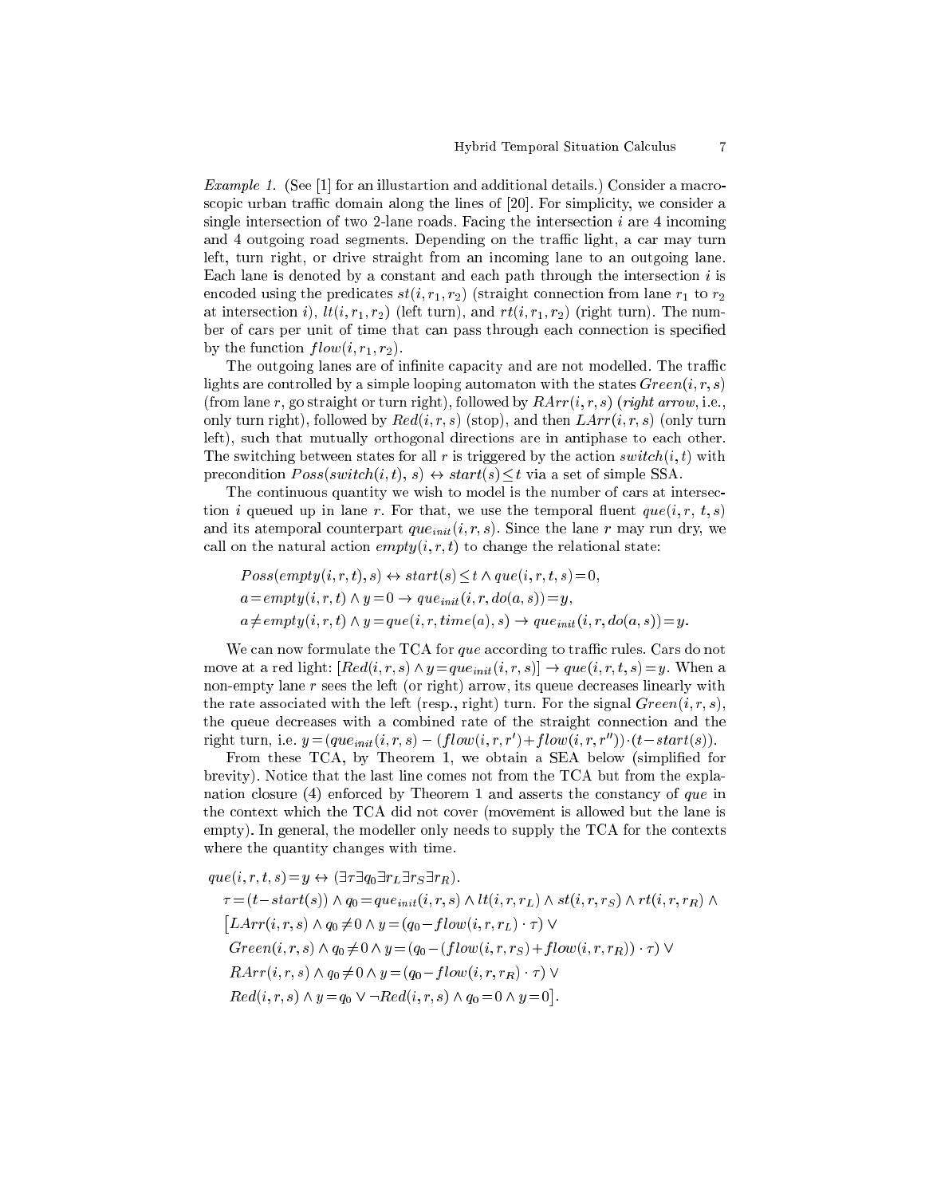*Example 1.* (See [1] for an illustartion and additional details.) Consider a macroscopic urban traffic domain along the lines of [20]. For simplicity, we consider a single intersection of two 2-lane roads. Facing the intersection $i$ are 4 incoming and 4 outgoing road segments. Depending on the traffic light, a car may turn left, turn right, or drive straight from an incoming lane to an outgoing lane. Each lane is denoted by a constant and each path through the intersection $i$ is encoded using the predicates $st(i, r_1, r_2)$ (straight connection from lane $r_1$ to $r_2$ at intersection $i$), $lt(i, r_1, r_2)$ (left turn), and $rt(i, r_1, r_2)$ (right turn). The number of cars per unit of time that can pass through each connection is specified by the function $flow(i, r_1, r_2)$.

The outgoing lanes are of infinite capacity and are not modelled. The traffic lights are controlled by a simple looping automaton with the states $Green(i, r, s)$ (from lane $r$, go straight or turn right), followed by $RArr(i, r, s)$ (*right arrow*, i.e., only turn right), followed by $Red(i, r, s)$ (stop), and then $LArr(i, r, s)$ (only turn left), such that mutually orthogonal directions are in antiphase to each other. The switching between states for all $r$ is triggered by the action $switch(i, t)$ with precondition $Poss(switch(i, t), s) \leftrightarrow start(s) \leq t$ via a set of simple SSA.

The continuous quantity we wish to model is the number of cars at intersection $i$ queued up in lane $r$. For that, we use the temporal fluent $que(i, r, t, s)$ and its atemporal counterpart $que_{init}(i, r, s)$. Since the lane $r$ may run dry, we call on the natural action $empty(i, r, t)$ to change the relational state:

$$Poss(empty(i, r, t), s) \leftrightarrow start(s) \leq t \wedge que(i, r, t, s) = 0,$$

$$a = empty(i, r, t) \wedge y = 0 \rightarrow que_{init}(i, r, do(a, s)) = y,$$

$$a \neq empty(i, r, t) \wedge y = que(i, r, time(a), s) \rightarrow que_{init}(i, r, do(a, s)) = y.$$

We can now formulate the TCA for *que* according to traffic rules. Cars do not move at a red light: $[Red(i, r, s) \wedge y = que_{init}(i, r, s)] \rightarrow que(i, r, t, s) = y$. When a non-empty lane $r$ sees the left (or right) arrow, its queue decreases linearly with the rate associated with the left (resp., right) turn. For the signal $Green(i, r, s)$, the queue decreases with a combined rate of the straight connection and the right turn, i.e. $y = (que_{init}(i, r, s) - (flow(i, r, r') + flow(i, r, r'')) \cdot (t - start(s))$.

From these TCA, by Theorem 1, we obtain a SEA below (simplified for brevity). Notice that the last line comes not from the TCA but from the explanation closure (4) enforced by Theorem 1 and asserts the constancy of *que* in the context which the TCA did not cover (movement is allowed but the lane is empty). In general, the modeller only needs to supply the TCA for the contexts where the quantity changes with time.

$$\begin{aligned}
&que(i, r, t, s) = y \leftrightarrow (\exists \tau \exists q_0 \exists r_L \exists r_S \exists r_R). \\
&\quad \tau = (t - start(s)) \wedge q_0 = que_{init}(i, r, s) \wedge lt(i, r, r_L) \wedge st(i, r, r_S) \wedge rt(i, r, r_R) \wedge \\
&\quad \big[LArr(i, r, s) \wedge q_0 \neq 0 \wedge y = (q_0 - flow(i, r, r_L) \cdot \tau) \vee \\
&\quad Green(i, r, s) \wedge q_0 \neq 0 \wedge y = (q_0 - (flow(i, r, r_S) + flow(i, r, r_R)) \cdot \tau) \vee \\
&\quad RArr(i, r, s) \wedge q_0 \neq 0 \wedge y = (q_0 - flow(i, r, r_R) \cdot \tau) \vee \\
&\quad Red(i, r, s) \wedge y = q_0 \vee \neg Red(i, r, s) \wedge q_0 = 0 \wedge y = 0\big].
\end{aligned}$$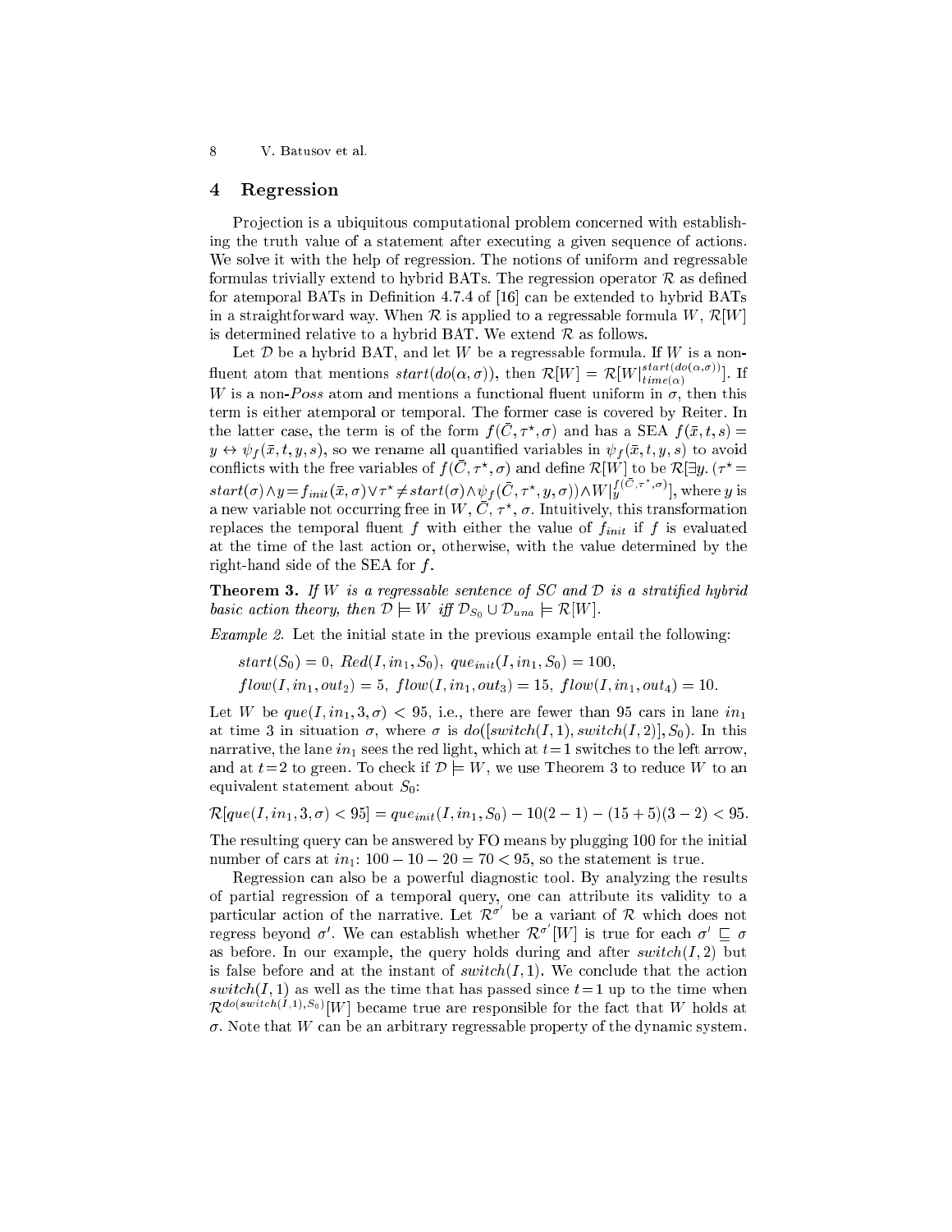## 4 Regression

Projection is a ubiquitous computational problem concerned with establishing the truth value of a statement after executing a given sequence of actions. We solve it with the help of regression. The notions of uniform and regressable formulas trivially extend to hybrid BATs. The regression operator $\mathcal{R}$ as defined for atemporal BATs in Definition 4.7.4 of [16] can be extended to hybrid BATs in a straightforward way. When $\mathcal{R}$ is applied to a regressable formula $W$, $\mathcal{R}[W]$ is determined relative to a hybrid BAT. We extend $\mathcal{R}$ as follows.

Let $\mathcal{D}$ be a hybrid BAT, and let $W$ be a regressable formula. If $W$ is a non-fluent atom that mentions $start(do(\alpha, \sigma))$, then $\mathcal{R}[W] = \mathcal{R}[W|^{start(do(\alpha,\sigma))}_{time(\alpha)}]$. If $W$ is a non-*Poss* atom and mentions a functional fluent uniform in $\sigma$, then this term is either atemporal or temporal. The former case is covered by Reiter. In the latter case, the term is of the form $f(\bar{C}, \tau^\star, \sigma)$ and has a SEA $f(\bar{x}, t, s) = y \leftrightarrow \psi_f(\bar{x}, t, y, s)$, so we rename all quantified variables in $\psi_f(\bar{x}, t, y, s)$ to avoid conflicts with the free variables of $f(\bar{C}, \tau^\star, \sigma)$ and define $\mathcal{R}[W]$ to be $\mathcal{R}[\exists y. (\tau^\star = start(\sigma) \wedge y = f_{init}(\bar{x}, \sigma) \vee \tau^\star \neq start(\sigma) \wedge \psi_f(\bar{C}, \tau^\star, y, \sigma)) \wedge W|^{f(\bar{C},\tau^\star,\sigma)}_{y}]$, where $y$ is a new variable not occurring free in $W$, $\bar{C}$, $\tau^\star$, $\sigma$. Intuitively, this transformation replaces the temporal fluent $f$ with either the value of $f_{init}$ if $f$ is evaluated at the time of the last action or, otherwise, with the value determined by the right-hand side of the SEA for $f$.

**Theorem 3.** *If $W$ is a regressable sentence of SC and $\mathcal{D}$ is a stratified hybrid basic action theory, then $\mathcal{D} \models W$ iff $\mathcal{D}_{S_0} \cup \mathcal{D}_{una} \models \mathcal{R}[W]$.*

*Example 2.* Let the initial state in the previous example entail the following:

$$start(S_0) = 0,\ Red(I, in_1, S_0),\ que_{init}(I, in_1, S_0) = 100,$$
$$flow(I, in_1, out_2) = 5,\ flow(I, in_1, out_3) = 15,\ flow(I, in_1, out_4) = 10.$$

Let $W$ be $que(I, in_1, 3, \sigma) < 95$, i.e., there are fewer than 95 cars in lane $in_1$ at time 3 in situation $\sigma$, where $\sigma$ is $do([switch(I, 1), switch(I, 2)], S_0)$. In this narrative, the lane $in_1$ sees the red light, which at $t=1$ switches to the left arrow, and at $t=2$ to green. To check if $\mathcal{D} \models W$, we use Theorem 3 to reduce $W$ to an equivalent statement about $S_0$:

$$\mathcal{R}[que(I, in_1, 3, \sigma) < 95] = que_{init}(I, in_1, S_0) - 10(2-1) - (15+5)(3-2) < 95.$$

The resulting query can be answered by FO means by plugging 100 for the initial number of cars at $in_1$: $100 - 10 - 20 = 70 < 95$, so the statement is true.

Regression can also be a powerful diagnostic tool. By analyzing the results of partial regression of a temporal query, one can attribute its validity to a particular action of the narrative. Let $\mathcal{R}^{\sigma'}$ be a variant of $\mathcal{R}$ which does not regress beyond $\sigma'$. We can establish whether $\mathcal{R}^{\sigma'}[W]$ is true for each $\sigma' \sqsubseteq \sigma$ as before. In our example, the query holds during and after $switch(I, 2)$ but is false before and at the instant of $switch(I, 1)$. We conclude that the action $switch(I, 1)$ as well as the time that has passed since $t=1$ up to the time when $\mathcal{R}^{do(switch(I,1),S_0)}[W]$ became true are responsible for the fact that $W$ holds at $\sigma$. Note that $W$ can be an arbitrary regressable property of the dynamic system.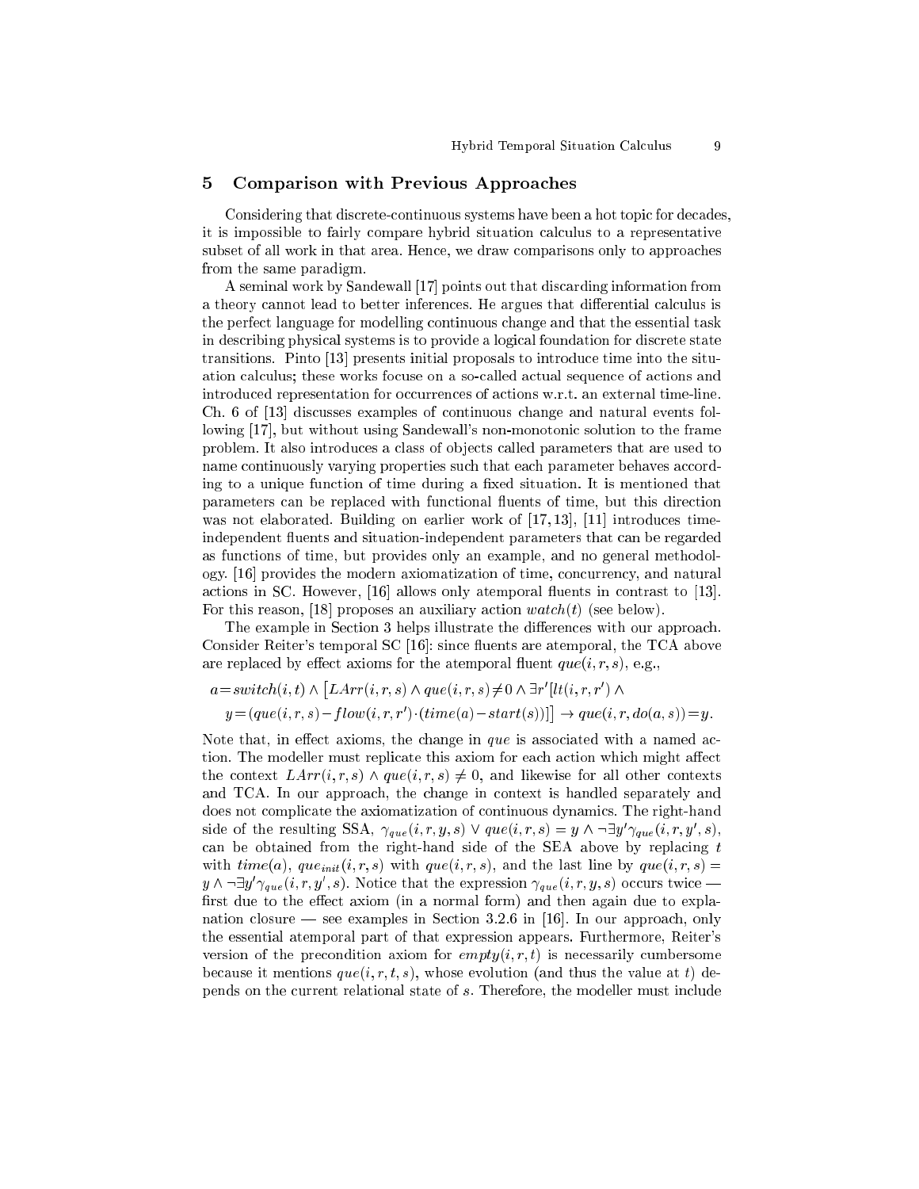## 5 Comparison with Previous Approaches

Considering that discrete-continuous systems have been a hot topic for decades, it is impossible to fairly compare hybrid situation calculus to a representative subset of all work in that area. Hence, we draw comparisons only to approaches from the same paradigm.

A seminal work by Sandewall [17] points out that discarding information from a theory cannot lead to better inferences. He argues that differential calculus is the perfect language for modelling continuous change and that the essential task in describing physical systems is to provide a logical foundation for discrete state transitions. Pinto [13] presents initial proposals to introduce time into the situation calculus; these works focuse on a so-called actual sequence of actions and introduced representation for occurrences of actions w.r.t. an external time-line. Ch. 6 of [13] discusses examples of continuous change and natural events following [17], but without using Sandewall's non-monotonic solution to the frame problem. It also introduces a class of objects called parameters that are used to name continuously varying properties such that each parameter behaves according to a unique function of time during a fixed situation. It is mentioned that parameters can be replaced with functional fluents of time, but this direction was not elaborated. Building on earlier work of [17, 13], [11] introduces time-independent fluents and situation-independent parameters that can be regarded as functions of time, but provides only an example, and no general methodology. [16] provides the modern axiomatization of time, concurrency, and natural actions in SC. However, [16] allows only atemporal fluents in contrast to [13]. For this reason, [18] proposes an auxiliary action $watch(t)$ (see below).

The example in Section 3 helps illustrate the differences with our approach. Consider Reiter's temporal SC [16]: since fluents are atemporal, the TCA above are replaced by effect axioms for the atemporal fluent $que(i, r, s)$, e.g.,

$$a = switch(i,t) \wedge \big[LArr(i,r,s) \wedge que(i,r,s) \neq 0 \wedge \exists r'[lt(i,r,r') \wedge \\ y = (que(i,r,s) - flow(i,r,r') \cdot (time(a) - start(s)))]\big] \rightarrow que(i,r,do(a,s)) = y.$$

Note that, in effect axioms, the change in $que$ is associated with a named action. The modeller must replicate this axiom for each action which might affect the context $LArr(i, r, s) \wedge que(i, r, s) \neq 0$, and likewise for all other contexts and TCA. In our approach, the change in context is handled separately and does not complicate the axiomatization of continuous dynamics. The right-hand side of the resulting SSA, $\gamma_{que}(i, r, y, s) \vee que(i, r, s) = y \wedge \neg\exists y' \gamma_{que}(i, r, y', s)$, can be obtained from the right-hand side of the SEA above by replacing $t$ with $time(a)$, $que_{init}(i, r, s)$ with $que(i, r, s)$, and the last line by $que(i, r, s) = y \wedge \neg\exists y' \gamma_{que}(i, r, y', s)$. Notice that the expression $\gamma_{que}(i, r, y, s)$ occurs twice — first due to the effect axiom (in a normal form) and then again due to explanation closure — see examples in Section 3.2.6 in [16]. In our approach, only the essential atemporal part of that expression appears. Furthermore, Reiter's version of the precondition axiom for $empty(i, r, t)$ is necessarily cumbersome because it mentions $que(i, r, t, s)$, whose evolution (and thus the value at $t$) depends on the current relational state of $s$. Therefore, the modeller must include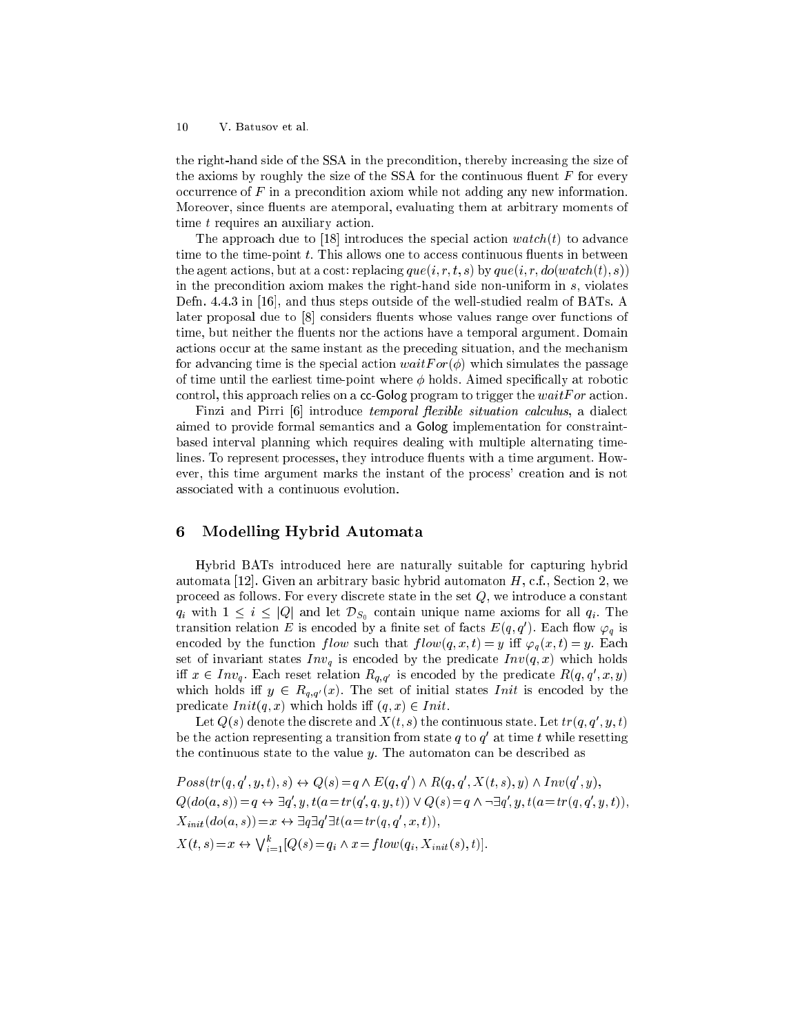the right-hand side of the SSA in the precondition, thereby increasing the size of the axioms by roughly the size of the SSA for the continuous fluent $F$ for every occurrence of $F$ in a precondition axiom while not adding any new information. Moreover, since fluents are atemporal, evaluating them at arbitrary moments of time $t$ requires an auxiliary action.

The approach due to [18] introduces the special action $watch(t)$ to advance time to the time-point $t$. This allows one to access continuous fluents in between the agent actions, but at a cost: replacing $que(i, r, t, s)$ by $que(i, r, do(watch(t), s))$ in the precondition axiom makes the right-hand side non-uniform in $s$, violates Defn. 4.4.3 in [16], and thus steps outside of the well-studied realm of BATs. A later proposal due to [8] considers fluents whose values range over functions of time, but neither the fluents nor the actions have a temporal argument. Domain actions occur at the same instant as the preceding situation, and the mechanism for advancing time is the special action $waitFor(\phi)$ which simulates the passage of time until the earliest time-point where $\phi$ holds. Aimed specifically at robotic control, this approach relies on a cc-Golog program to trigger the $waitFor$ action.

Finzi and Pirri [6] introduce *temporal flexible situation calculus*, a dialect aimed to provide formal semantics and a Golog implementation for constraint-based interval planning which requires dealing with multiple alternating timelines. To represent processes, they introduce fluents with a time argument. However, this time argument marks the instant of the process' creation and is not associated with a continuous evolution.

## 6 Modelling Hybrid Automata

Hybrid BATs introduced here are naturally suitable for capturing hybrid automata [12]. Given an arbitrary basic hybrid automaton $H$, c.f., Section 2, we proceed as follows. For every discrete state in the set $Q$, we introduce a constant $q_i$ with $1 \le i \le |Q|$ and let $\mathcal{D}_{S_0}$ contain unique name axioms for all $q_i$. The transition relation $E$ is encoded by a finite set of facts $E(q, q')$. Each flow $\varphi_q$ is encoded by the function $flow$ such that $flow(q, x, t) = y$ iff $\varphi_q(x, t) = y$. Each set of invariant states $Inv_q$ is encoded by the predicate $Inv(q, x)$ which holds iff $x \in Inv_q$. Each reset relation $R_{q,q'}$ is encoded by the predicate $R(q, q', x, y)$ which holds iff $y \in R_{q,q'}(x)$. The set of initial states $Init$ is encoded by the predicate $Init(q, x)$ which holds iff $(q, x) \in Init$.

Let $Q(s)$ denote the discrete and $X(t, s)$ the continuous state. Let $tr(q, q', y, t)$ be the action representing a transition from state $q$ to $q'$ at time $t$ while resetting the continuous state to the value $y$. The automaton can be described as

$$Poss(tr(q, q', y, t), s) \leftrightarrow Q(s) = q \wedge E(q, q') \wedge R(q, q', X(t, s), y) \wedge Inv(q', y),$$
$$Q(do(a, s)) = q \leftrightarrow \exists q', y, t(a = tr(q', q, y, t)) \vee Q(s) = q \wedge \neg \exists q', y, t(a = tr(q, q', y, t)),$$
$$X_{init}(do(a, s)) = x \leftrightarrow \exists q \exists q' \exists t(a = tr(q, q', x, t)),$$
$$X(t, s) = x \leftrightarrow \bigvee_{i=1}^{k} [Q(s) = q_i \wedge x = flow(q_i, X_{init}(s), t)].$$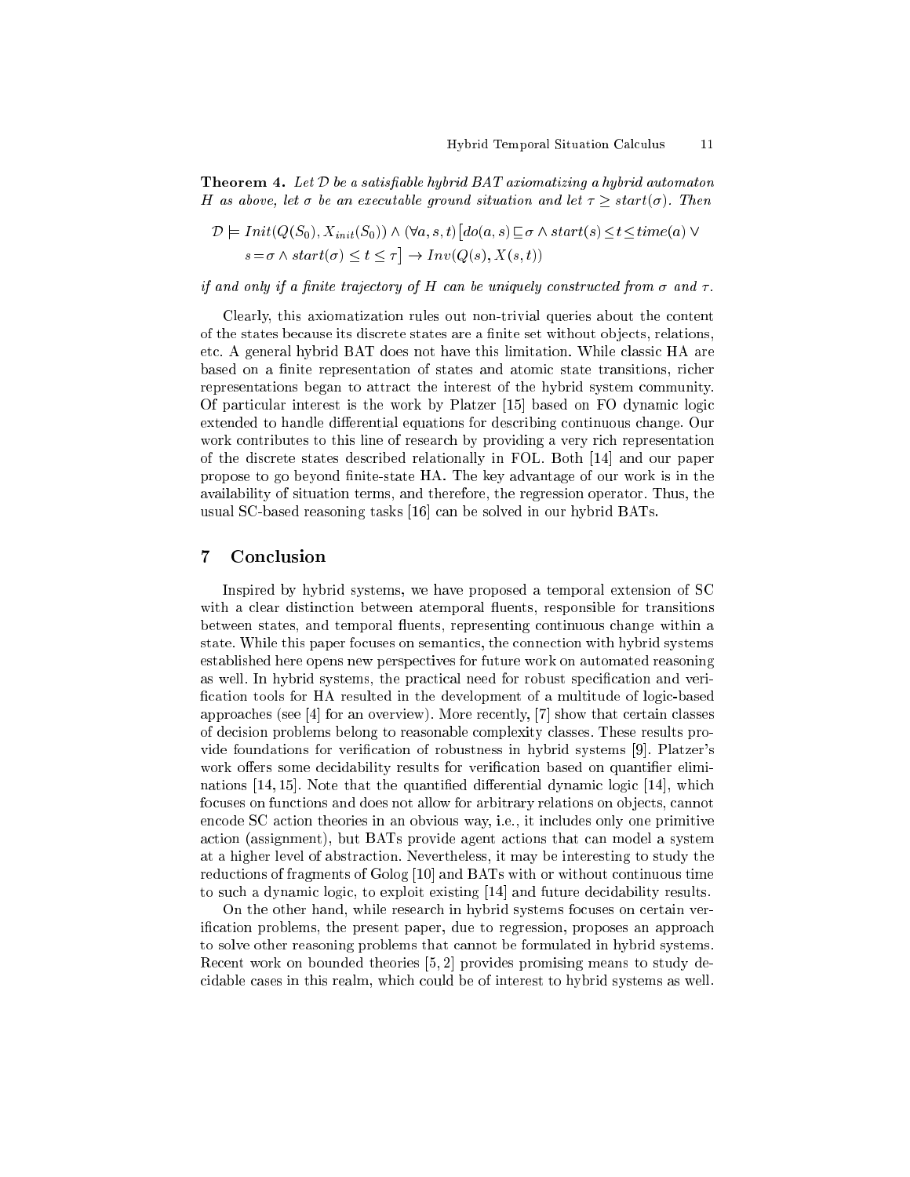**Theorem 4.** *Let $\mathcal{D}$ be a satisfiable hybrid BAT axiomatizing a hybrid automaton $H$ as above, let $\sigma$ be an executable ground situation and let $\tau \geq start(\sigma)$. Then*

$$\mathcal{D} \models Init(Q(S_0), X_{init}(S_0)) \land (\forall a, s, t)\big[do(a, s) \sqsubseteq \sigma \land start(s) \leq t \leq time(a) \lor s = \sigma \land start(\sigma) \leq t \leq \tau\big] \rightarrow Inv(Q(s), X(s, t))$$

*if and only if a finite trajectory of $H$ can be uniquely constructed from $\sigma$ and $\tau$.*

Clearly, this axiomatization rules out non-trivial queries about the content of the states because its discrete states are a finite set without objects, relations, etc. A general hybrid BAT does not have this limitation. While classic HA are based on a finite representation of states and atomic state transitions, richer representations began to attract the interest of the hybrid system community. Of particular interest is the work by Platzer [15] based on FO dynamic logic extended to handle differential equations for describing continuous change. Our work contributes to this line of research by providing a very rich representation of the discrete states described relationally in FOL. Both [14] and our paper propose to go beyond finite-state HA. The key advantage of our work is in the availability of situation terms, and therefore, the regression operator. Thus, the usual SC-based reasoning tasks [16] can be solved in our hybrid BATs.

## 7 Conclusion

Inspired by hybrid systems, we have proposed a temporal extension of SC with a clear distinction between atemporal fluents, responsible for transitions between states, and temporal fluents, representing continuous change within a state. While this paper focuses on semantics, the connection with hybrid systems established here opens new perspectives for future work on automated reasoning as well. In hybrid systems, the practical need for robust specification and verification tools for HA resulted in the development of a multitude of logic-based approaches (see [4] for an overview). More recently, [7] show that certain classes of decision problems belong to reasonable complexity classes. These results provide foundations for verification of robustness in hybrid systems [9]. Platzer's work offers some decidability results for verification based on quantifier eliminations [14, 15]. Note that the quantified differential dynamic logic [14], which focuses on functions and does not allow for arbitrary relations on objects, cannot encode SC action theories in an obvious way, i.e., it includes only one primitive action (assignment), but BATs provide agent actions that can model a system at a higher level of abstraction. Nevertheless, it may be interesting to study the reductions of fragments of Golog [10] and BATs with or without continuous time to such a dynamic logic, to exploit existing [14] and future decidability results.

On the other hand, while research in hybrid systems focuses on certain verification problems, the present paper, due to regression, proposes an approach to solve other reasoning problems that cannot be formulated in hybrid systems. Recent work on bounded theories [5, 2] provides promising means to study decidable cases in this realm, which could be of interest to hybrid systems as well.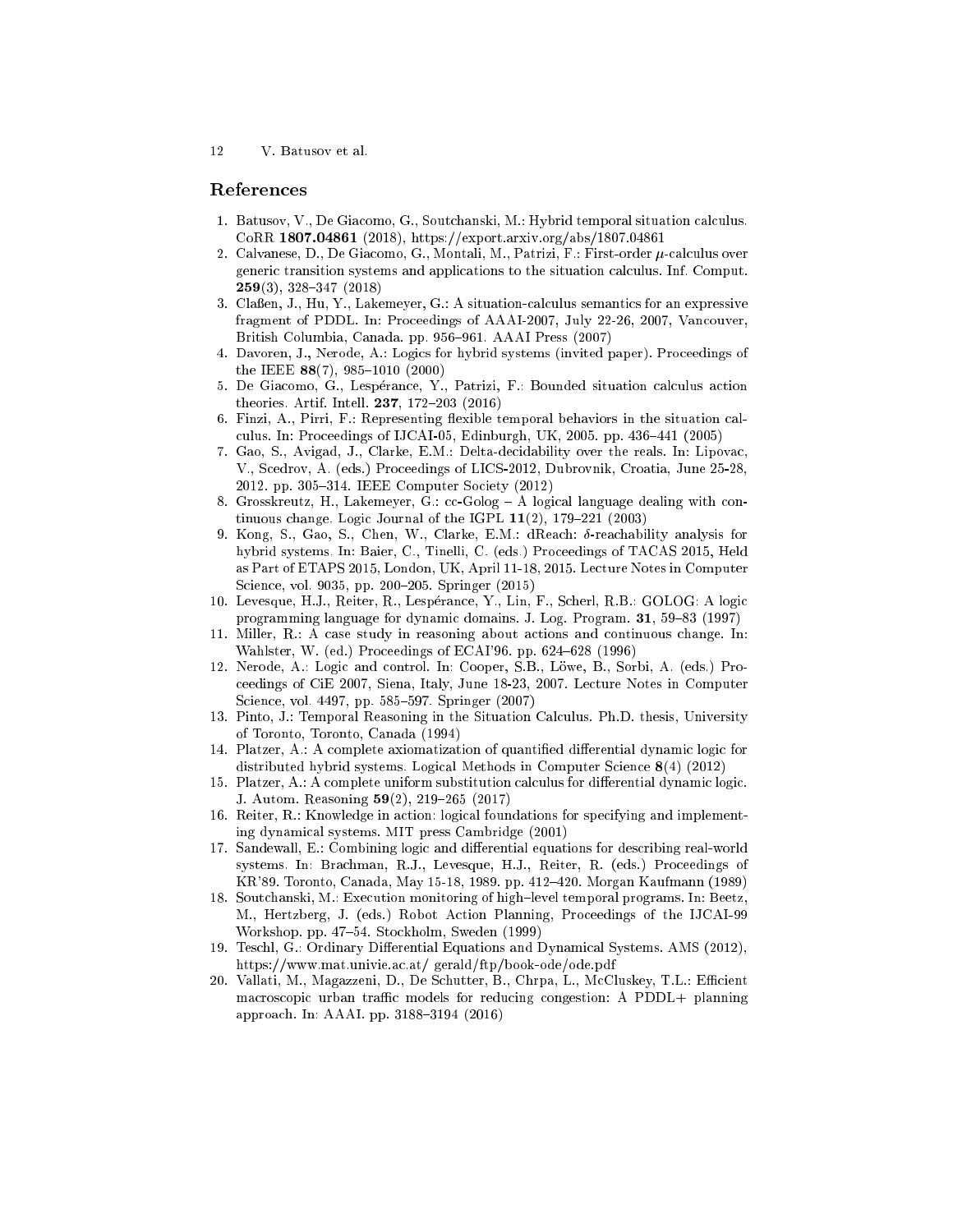## References

1. Batusov, V., De Giacomo, G., Soutchanski, M.: Hybrid temporal situation calculus. CoRR **1807.04861** (2018), https://export.arxiv.org/abs/1807.04861
2. Calvanese, D., De Giacomo, G., Montali, M., Patrizi, F.: First-order $\mu$-calculus over generic transition systems and applications to the situation calculus. Inf. Comput. **259**(3), 328–347 (2018)
3. Claßen, J., Hu, Y., Lakemeyer, G.: A situation-calculus semantics for an expressive fragment of PDDL. In: Proceedings of AAAI-2007, July 22-26, 2007, Vancouver, British Columbia, Canada. pp. 956–961. AAAI Press (2007)
4. Davoren, J., Nerode, A.: Logics for hybrid systems (invited paper). Proceedings of the IEEE **88**(7), 985–1010 (2000)
5. De Giacomo, G., Lespérance, Y., Patrizi, F.: Bounded situation calculus action theories. Artif. Intell. **237**, 172–203 (2016)
6. Finzi, A., Pirri, F.: Representing flexible temporal behaviors in the situation calculus. In: Proceedings of IJCAI-05, Edinburgh, UK, 2005. pp. 436–441 (2005)
7. Gao, S., Avigad, J., Clarke, E.M.: Delta-decidability over the reals. In: Lipovac, V., Scedrov, A. (eds.) Proceedings of LICS-2012, Dubrovnik, Croatia, June 25-28, 2012. pp. 305–314. IEEE Computer Society (2012)
8. Grosskreutz, H., Lakemeyer, G.: cc-Golog – A logical language dealing with continuous change. Logic Journal of the IGPL **11**(2), 179–221 (2003)
9. Kong, S., Gao, S., Chen, W., Clarke, E.M.: dReach: $\delta$-reachability analysis for hybrid systems. In: Baier, C., Tinelli, C. (eds.) Proceedings of TACAS 2015, Held as Part of ETAPS 2015, London, UK, April 11-18, 2015. Lecture Notes in Computer Science, vol. 9035, pp. 200–205. Springer (2015)
10. Levesque, H.J., Reiter, R., Lespérance, Y., Lin, F., Scherl, R.B.: GOLOG: A logic programming language for dynamic domains. J. Log. Program. **31**, 59–83 (1997)
11. Miller, R.: A case study in reasoning about actions and continuous change. In: Wahlster, W. (ed.) Proceedings of ECAI'96. pp. 624–628 (1996)
12. Nerode, A.: Logic and control. In: Cooper, S.B., Löwe, B., Sorbi, A. (eds.) Proceedings of CiE 2007, Siena, Italy, June 18-23, 2007. Lecture Notes in Computer Science, vol. 4497, pp. 585–597. Springer (2007)
13. Pinto, J.: Temporal Reasoning in the Situation Calculus. Ph.D. thesis, University of Toronto, Toronto, Canada (1994)
14. Platzer, A.: A complete axiomatization of quantified differential dynamic logic for distributed hybrid systems. Logical Methods in Computer Science **8**(4) (2012)
15. Platzer, A.: A complete uniform substitution calculus for differential dynamic logic. J. Autom. Reasoning **59**(2), 219–265 (2017)
16. Reiter, R.: Knowledge in action: logical foundations for specifying and implementing dynamical systems. MIT press Cambridge (2001)
17. Sandewall, E.: Combining logic and differential equations for describing real-world systems. In: Brachman, R.J., Levesque, H.J., Reiter, R. (eds.) Proceedings of KR'89. Toronto, Canada, May 15-18, 1989. pp. 412–420. Morgan Kaufmann (1989)
18. Soutchanski, M.: Execution monitoring of high–level temporal programs. In: Beetz, M., Hertzberg, J. (eds.) Robot Action Planning, Proceedings of the IJCAI-99 Workshop. pp. 47–54. Stockholm, Sweden (1999)
19. Teschl, G.: Ordinary Differential Equations and Dynamical Systems. AMS (2012), https://www.mat.univie.ac.at/ gerald/ftp/book-ode/ode.pdf
20. Vallati, M., Magazzeni, D., De Schutter, B., Chrpa, L., McCluskey, T.L.: Efficient macroscopic urban traffic models for reducing congestion: A PDDL+ planning approach. In: AAAI. pp. 3188–3194 (2016)